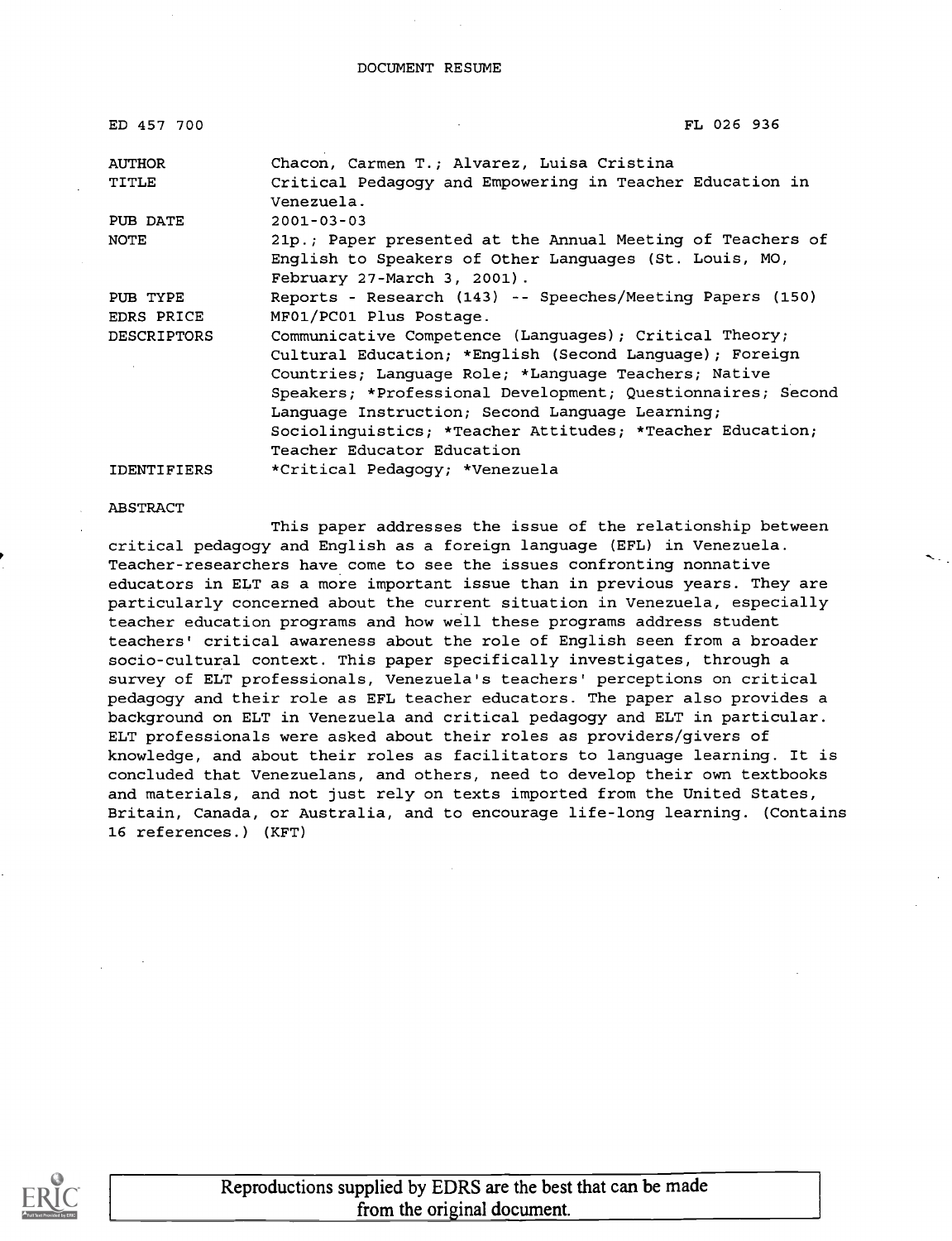DOCUMENT RESUME

| | |
|---|---|
| ED 457 700 | FL 026 936 |
| AUTHOR | Chacon, Carmen T.; Alvarez, Luisa Cristina |
| TITLE | Critical Pedagogy and Empowering in Teacher Education in Venezuela. |
| PUB DATE | 2001-03-03 |
| NOTE | 21p.; Paper presented at the Annual Meeting of Teachers of English to Speakers of Other Languages (St. Louis, MO, February 27-March 3, 2001). |
| PUB TYPE | Reports - Research (143) -- Speeches/Meeting Papers (150) |
| EDRS PRICE | MF01/PC01 Plus Postage. |
| DESCRIPTORS | Communicative Competence (Languages); Critical Theory; Cultural Education; *English (Second Language); Foreign Countries; Language Role; *Language Teachers; Native Speakers; *Professional Development; Questionnaires; Second Language Instruction; Second Language Learning; Sociolinguistics; *Teacher Attitudes; *Teacher Education; Teacher Educator Education |
| IDENTIFIERS | *Critical Pedagogy; *Venezuela |

ABSTRACT

This paper addresses the issue of the relationship between critical pedagogy and English as a foreign language (EFL) in Venezuela. Teacher-researchers have come to see the issues confronting nonnative educators in ELT as a more important issue than in previous years. They are particularly concerned about the current situation in Venezuela, especially teacher education programs and how well these programs address student teachers' critical awareness about the role of English seen from a broader socio-cultural context. This paper specifically investigates, through a survey of ELT professionals, Venezuela's teachers' perceptions on critical pedagogy and their role as EFL teacher educators. The paper also provides a background on ELT in Venezuela and critical pedagogy and ELT in particular. ELT professionals were asked about their roles as providers/givers of knowledge, and about their roles as facilitators to language learning. It is concluded that Venezuelans, and others, need to develop their own textbooks and materials, and not just rely on texts imported from the United States, Britain, Canada, or Australia, and to encourage life-long learning. (Contains 16 references.) (KFT)

Reproductions supplied by EDRS are the best that can be made from the original document.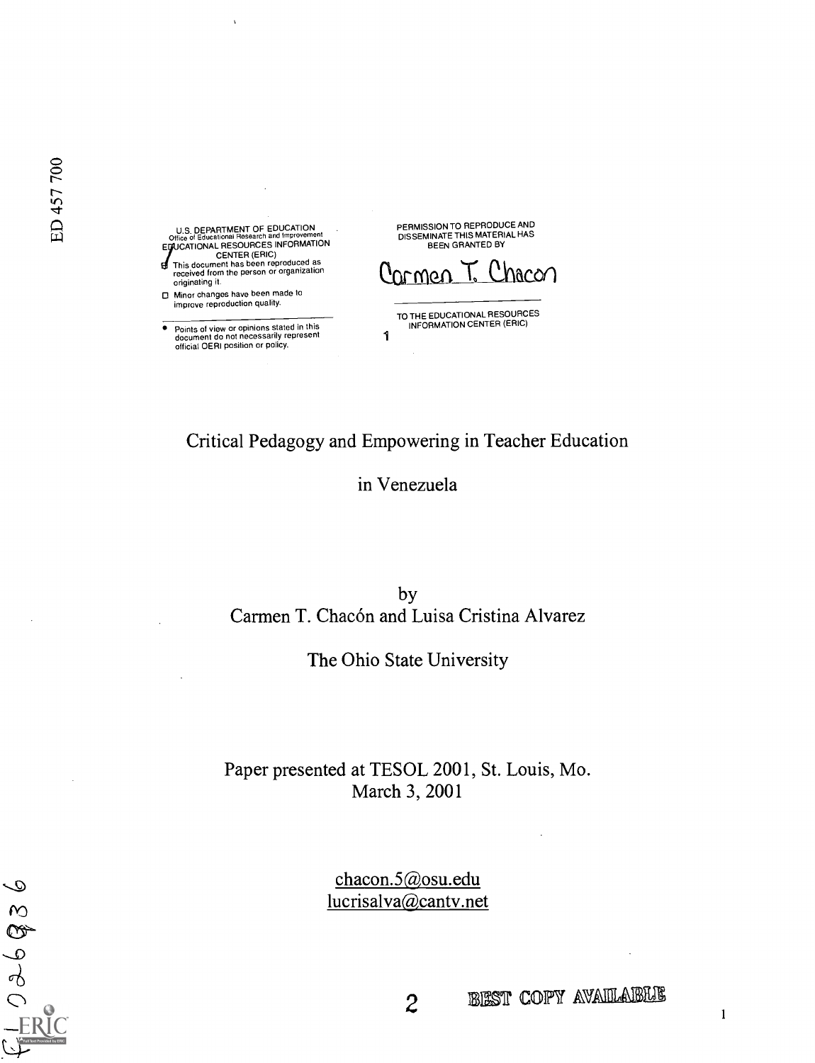ED 457 700

U.S. DEPARTMENT OF EDUCATION
Office of Educational Research and Improvement
EDUCATIONAL RESOURCES INFORMATION CENTER (ERIC)

- This document has been reproduced as received from the person or organization originating it.
- Minor changes have been made to improve reproduction quality.
- Points of view or opinions stated in this document do not necessarily represent official OERI position or policy.

PERMISSION TO REPRODUCE AND DISSEMINATE THIS MATERIAL HAS BEEN GRANTED BY

Carmen T. Chacon

TO THE EDUCATIONAL RESOURCES INFORMATION CENTER (ERIC)

# Critical Pedagogy and Empowering in Teacher Education in Venezuela

by
Carmen T. Chacón and Luisa Cristina Alvarez

The Ohio State University

Paper presented at TESOL 2001, St. Louis, Mo.
March 3, 2001

chacon.5@osu.edu
lucrisalva@cantv.net

BEST COPY AVAILABLE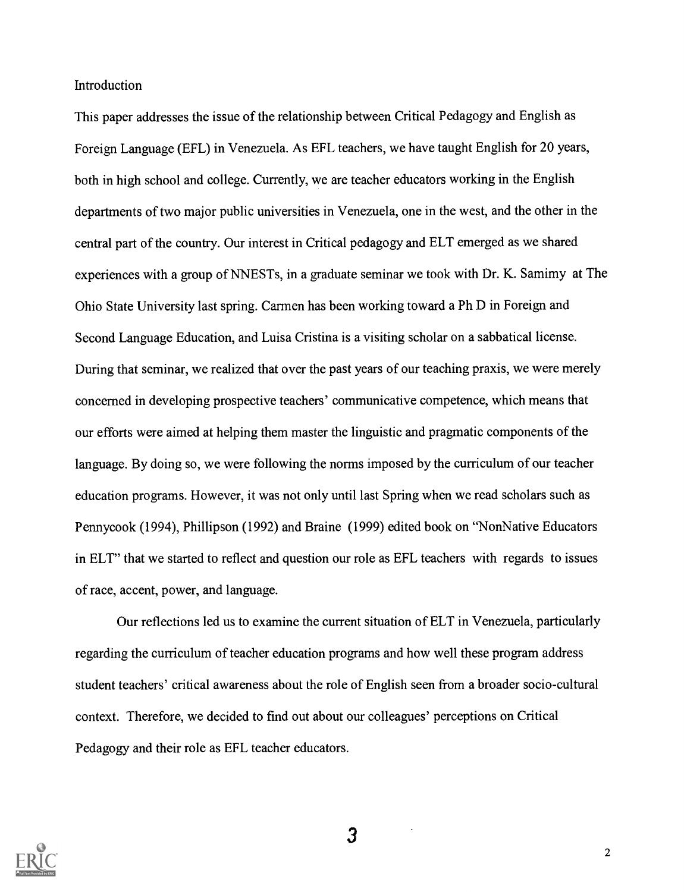Introduction

This paper addresses the issue of the relationship between Critical Pedagogy and English as Foreign Language (EFL) in Venezuela. As EFL teachers, we have taught English for 20 years, both in high school and college. Currently, we are teacher educators working in the English departments of two major public universities in Venezuela, one in the west, and the other in the central part of the country. Our interest in Critical pedagogy and ELT emerged as we shared experiences with a group of NNESTs, in a graduate seminar we took with Dr. K. Samimy at The Ohio State University last spring. Carmen has been working toward a Ph D in Foreign and Second Language Education, and Luisa Cristina is a visiting scholar on a sabbatical license. During that seminar, we realized that over the past years of our teaching praxis, we were merely concerned in developing prospective teachers' communicative competence, which means that our efforts were aimed at helping them master the linguistic and pragmatic components of the language. By doing so, we were following the norms imposed by the curriculum of our teacher education programs. However, it was not only until last Spring when we read scholars such as Pennycook (1994), Phillipson (1992) and Braine (1999) edited book on "NonNative Educators in ELT" that we started to reflect and question our role as EFL teachers with regards to issues of race, accent, power, and language.

Our reflections led us to examine the current situation of ELT in Venezuela, particularly regarding the curriculum of teacher education programs and how well these program address student teachers' critical awareness about the role of English seen from a broader socio-cultural context. Therefore, we decided to find out about our colleagues' perceptions on Critical Pedagogy and their role as EFL teacher educators.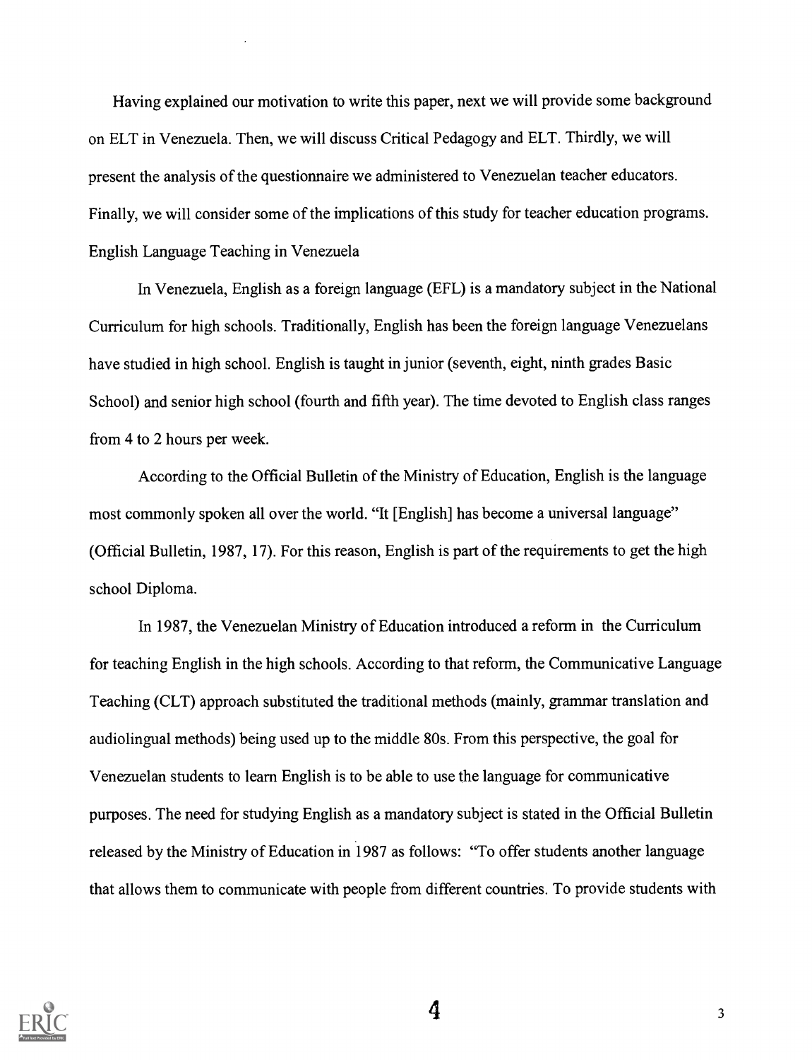Having explained our motivation to write this paper, next we will provide some background on ELT in Venezuela. Then, we will discuss Critical Pedagogy and ELT. Thirdly, we will present the analysis of the questionnaire we administered to Venezuelan teacher educators. Finally, we will consider some of the implications of this study for teacher education programs.

## English Language Teaching in Venezuela

In Venezuela, English as a foreign language (EFL) is a mandatory subject in the National Curriculum for high schools. Traditionally, English has been the foreign language Venezuelans have studied in high school. English is taught in junior (seventh, eight, ninth grades Basic School) and senior high school (fourth and fifth year). The time devoted to English class ranges from 4 to 2 hours per week.

According to the Official Bulletin of the Ministry of Education, English is the language most commonly spoken all over the world. "It [English] has become a universal language" (Official Bulletin, 1987, 17). For this reason, English is part of the requirements to get the high school Diploma.

In 1987, the Venezuelan Ministry of Education introduced a reform in the Curriculum for teaching English in the high schools. According to that reform, the Communicative Language Teaching (CLT) approach substituted the traditional methods (mainly, grammar translation and audiolingual methods) being used up to the middle 80s. From this perspective, the goal for Venezuelan students to learn English is to be able to use the language for communicative purposes. The need for studying English as a mandatory subject is stated in the Official Bulletin released by the Ministry of Education in 1987 as follows: "To offer students another language that allows them to communicate with people from different countries. To provide students with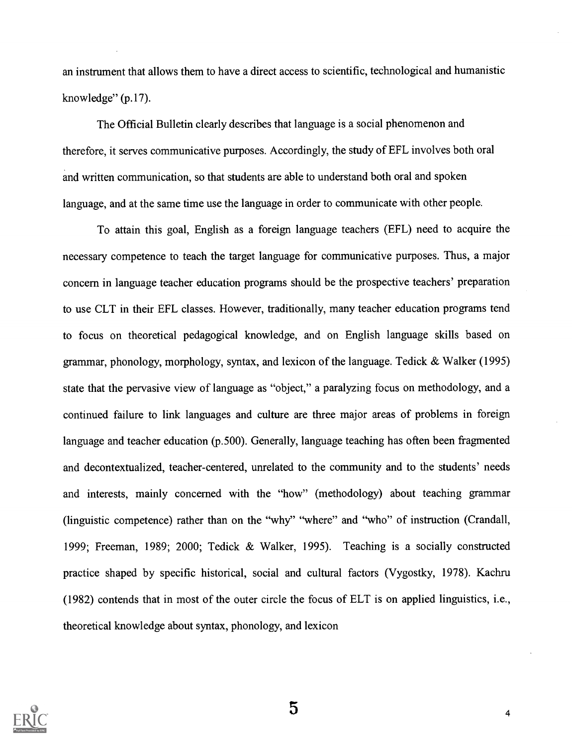an instrument that allows them to have a direct access to scientific, technological and humanistic knowledge" (p.17).

The Official Bulletin clearly describes that language is a social phenomenon and therefore, it serves communicative purposes. Accordingly, the study of EFL involves both oral and written communication, so that students are able to understand both oral and spoken language, and at the same time use the language in order to communicate with other people.

To attain this goal, English as a foreign language teachers (EFL) need to acquire the necessary competence to teach the target language for communicative purposes. Thus, a major concern in language teacher education programs should be the prospective teachers' preparation to use CLT in their EFL classes. However, traditionally, many teacher education programs tend to focus on theoretical pedagogical knowledge, and on English language skills based on grammar, phonology, morphology, syntax, and lexicon of the language. Tedick & Walker (1995) state that the pervasive view of language as "object," a paralyzing focus on methodology, and a continued failure to link languages and culture are three major areas of problems in foreign language and teacher education (p.500). Generally, language teaching has often been fragmented and decontextualized, teacher-centered, unrelated to the community and to the students' needs and interests, mainly concerned with the "how" (methodology) about teaching grammar (linguistic competence) rather than on the "why" "where" and "who" of instruction (Crandall, 1999; Freeman, 1989; 2000; Tedick & Walker, 1995). Teaching is a socially constructed practice shaped by specific historical, social and cultural factors (Vygostky, 1978). Kachru (1982) contends that in most of the outer circle the focus of ELT is on applied linguistics, i.e., theoretical knowledge about syntax, phonology, and lexicon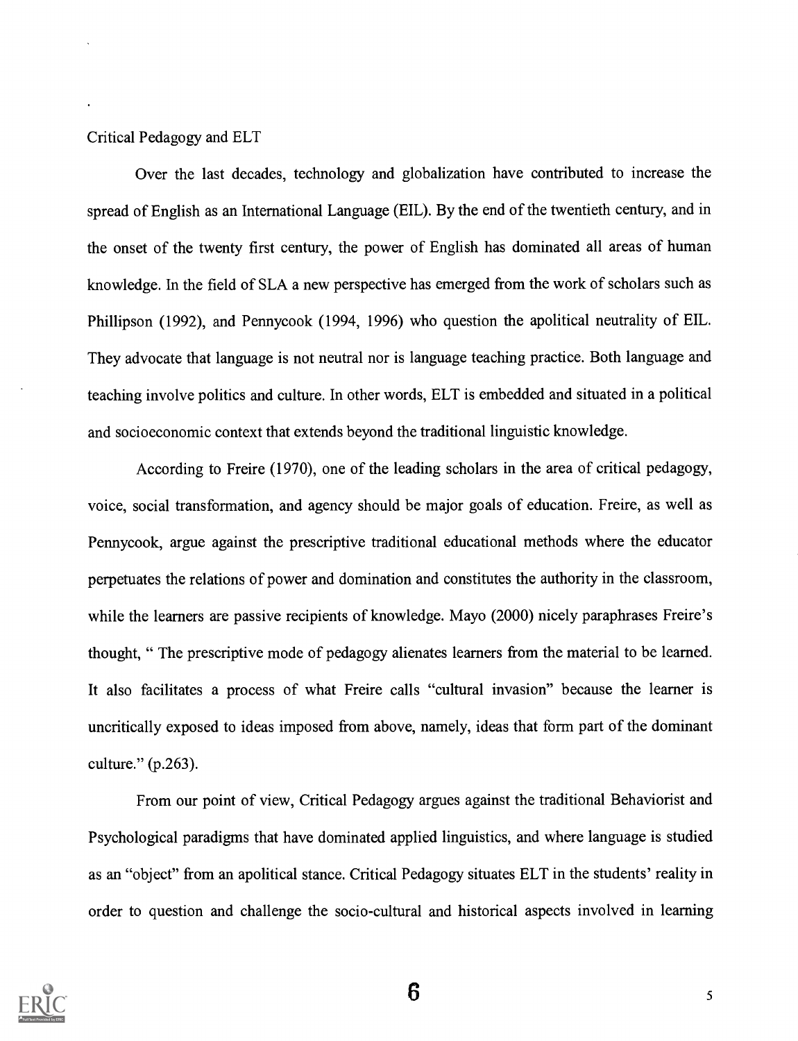## Critical Pedagogy and ELT

Over the last decades, technology and globalization have contributed to increase the spread of English as an International Language (EIL). By the end of the twentieth century, and in the onset of the twenty first century, the power of English has dominated all areas of human knowledge. In the field of SLA a new perspective has emerged from the work of scholars such as Phillipson (1992), and Pennycook (1994, 1996) who question the apolitical neutrality of EIL. They advocate that language is not neutral nor is language teaching practice. Both language and teaching involve politics and culture. In other words, ELT is embedded and situated in a political and socioeconomic context that extends beyond the traditional linguistic knowledge.

According to Freire (1970), one of the leading scholars in the area of critical pedagogy, voice, social transformation, and agency should be major goals of education. Freire, as well as Pennycook, argue against the prescriptive traditional educational methods where the educator perpetuates the relations of power and domination and constitutes the authority in the classroom, while the learners are passive recipients of knowledge. Mayo (2000) nicely paraphrases Freire's thought, " The prescriptive mode of pedagogy alienates learners from the material to be learned. It also facilitates a process of what Freire calls "cultural invasion" because the learner is uncritically exposed to ideas imposed from above, namely, ideas that form part of the dominant culture." (p.263).

From our point of view, Critical Pedagogy argues against the traditional Behaviorist and Psychological paradigms that have dominated applied linguistics, and where language is studied as an "object" from an apolitical stance. Critical Pedagogy situates ELT in the students' reality in order to question and challenge the socio-cultural and historical aspects involved in learning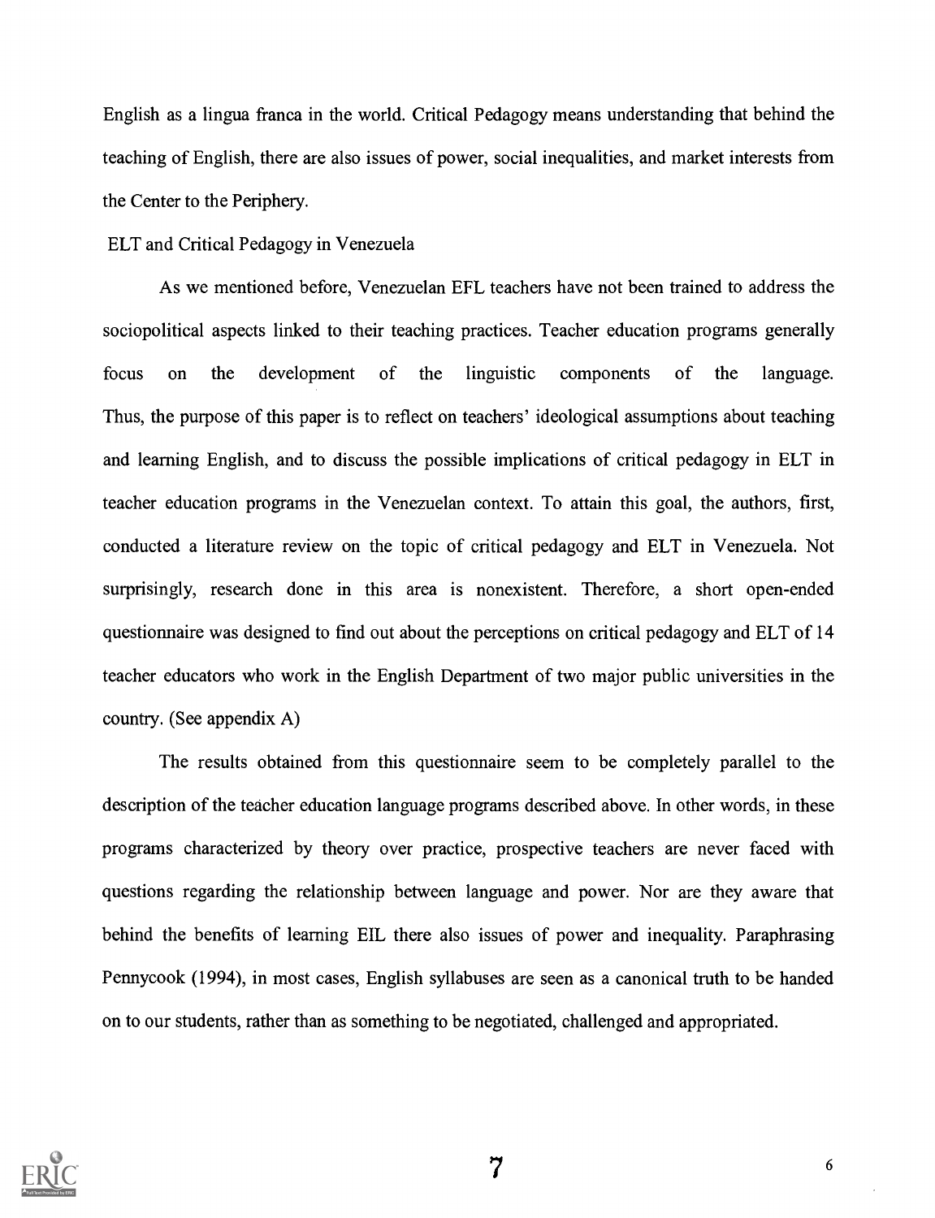English as a lingua franca in the world. Critical Pedagogy means understanding that behind the teaching of English, there are also issues of power, social inequalities, and market interests from the Center to the Periphery.

## ELT and Critical Pedagogy in Venezuela

As we mentioned before, Venezuelan EFL teachers have not been trained to address the sociopolitical aspects linked to their teaching practices. Teacher education programs generally focus on the development of the linguistic components of the language. Thus, the purpose of this paper is to reflect on teachers' ideological assumptions about teaching and learning English, and to discuss the possible implications of critical pedagogy in ELT in teacher education programs in the Venezuelan context. To attain this goal, the authors, first, conducted a literature review on the topic of critical pedagogy and ELT in Venezuela. Not surprisingly, research done in this area is nonexistent. Therefore, a short open-ended questionnaire was designed to find out about the perceptions on critical pedagogy and ELT of 14 teacher educators who work in the English Department of two major public universities in the country. (See appendix A)

The results obtained from this questionnaire seem to be completely parallel to the description of the teacher education language programs described above. In other words, in these programs characterized by theory over practice, prospective teachers are never faced with questions regarding the relationship between language and power. Nor are they aware that behind the benefits of learning EIL there also issues of power and inequality. Paraphrasing Pennycook (1994), in most cases, English syllabuses are seen as a canonical truth to be handed on to our students, rather than as something to be negotiated, challenged and appropriated.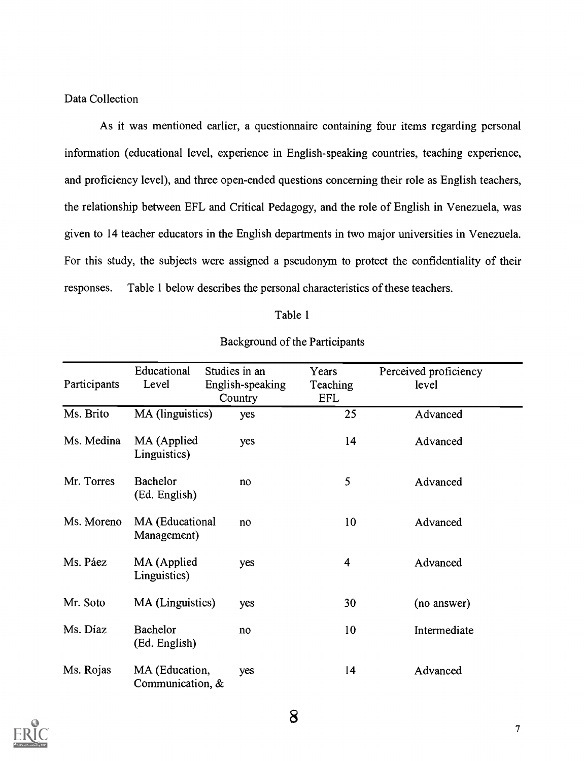Data Collection

As it was mentioned earlier, a questionnaire containing four items regarding personal information (educational level, experience in English-speaking countries, teaching experience, and proficiency level), and three open-ended questions concerning their role as English teachers, the relationship between EFL and Critical Pedagogy, and the role of English in Venezuela, was given to 14 teacher educators in the English departments in two major universities in Venezuela. For this study, the subjects were assigned a pseudonym to protect the confidentiality of their responses. Table 1 below describes the personal characteristics of these teachers.

Table 1

Background of the Participants

| Participants | Educational Level | Studies in an English-speaking Country | Years Teaching EFL | Perceived proficiency level |
|---|---|---|---|---|
| Ms. Brito | MA (linguistics) | yes | 25 | Advanced |
| Ms. Medina | MA (Applied Linguistics) | yes | 14 | Advanced |
| Mr. Torres | Bachelor (Ed. English) | no | 5 | Advanced |
| Ms. Moreno | MA (Educational Management) | no | 10 | Advanced |
| Ms. Páez | MA (Applied Linguistics) | yes | 4 | Advanced |
| Mr. Soto | MA (Linguistics) | yes | 30 | (no answer) |
| Ms. Díaz | Bachelor (Ed. English) | no | 10 | Intermediate |
| Ms. Rojas | MA (Education, Communication, & | yes | 14 | Advanced |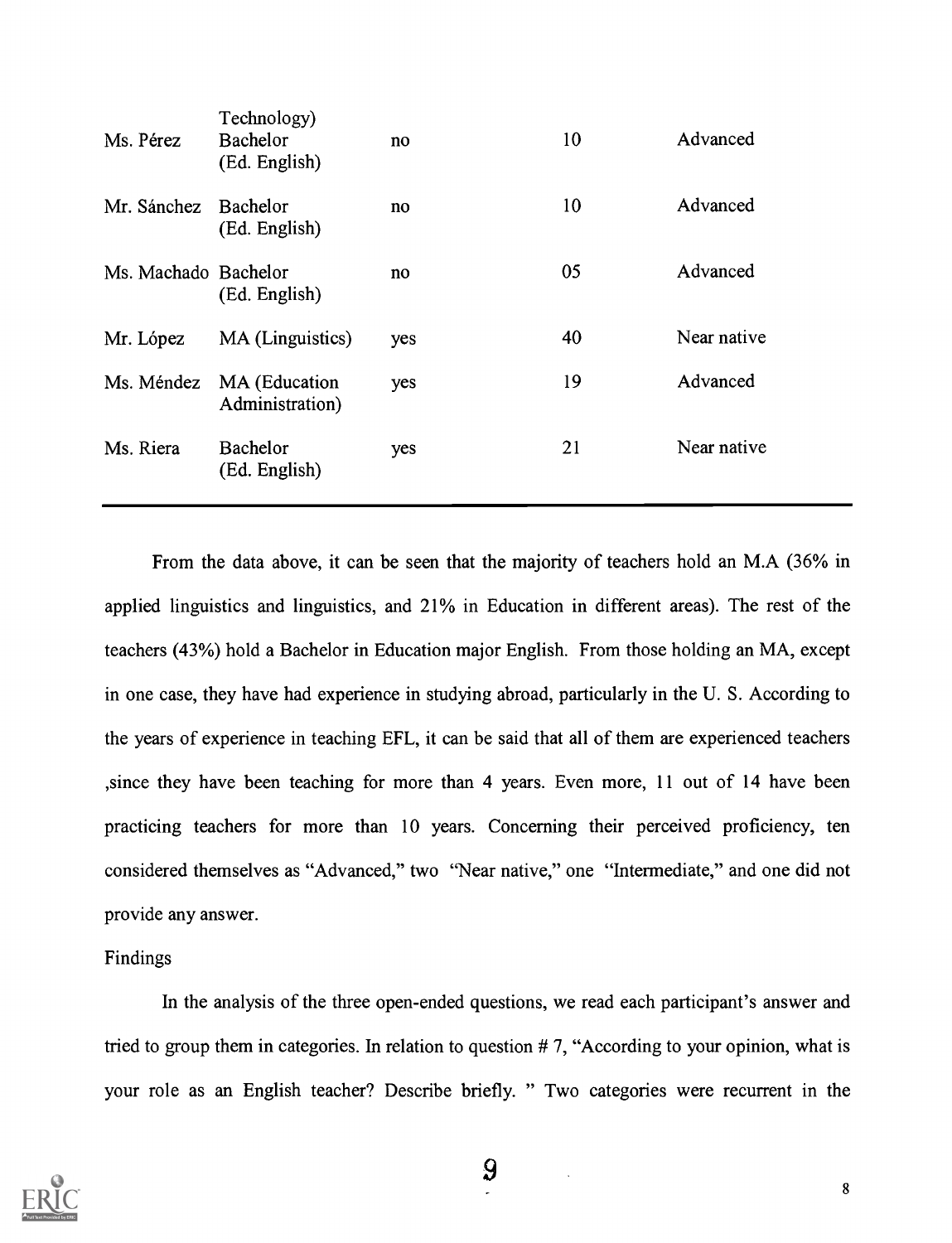| | | | | |
|---|---|---|---|---|
| | Technology) | | | |
| Ms. Pérez | Bachelor (Ed. English) | no | 10 | Advanced |
| Mr. Sánchez | Bachelor (Ed. English) | no | 10 | Advanced |
| Ms. Machado | Bachelor (Ed. English) | no | 05 | Advanced |
| Mr. López | MA (Linguistics) | yes | 40 | Near native |
| Ms. Méndez | MA (Education Administration) | yes | 19 | Advanced |
| Ms. Riera | Bachelor (Ed. English) | yes | 21 | Near native |

From the data above, it can be seen that the majority of teachers hold an M.A (36% in applied linguistics and linguistics, and 21% in Education in different areas). The rest of the teachers (43%) hold a Bachelor in Education major English. From those holding an MA, except in one case, they have had experience in studying abroad, particularly in the U. S. According to the years of experience in teaching EFL, it can be said that all of them are experienced teachers ,since they have been teaching for more than 4 years. Even more, 11 out of 14 have been practicing teachers for more than 10 years. Concerning their perceived proficiency, ten considered themselves as "Advanced," two "Near native," one "Intermediate," and one did not provide any answer.

Findings

In the analysis of the three open-ended questions, we read each participant's answer and tried to group them in categories. In relation to question # 7, "According to your opinion, what is your role as an English teacher? Describe briefly. " Two categories were recurrent in the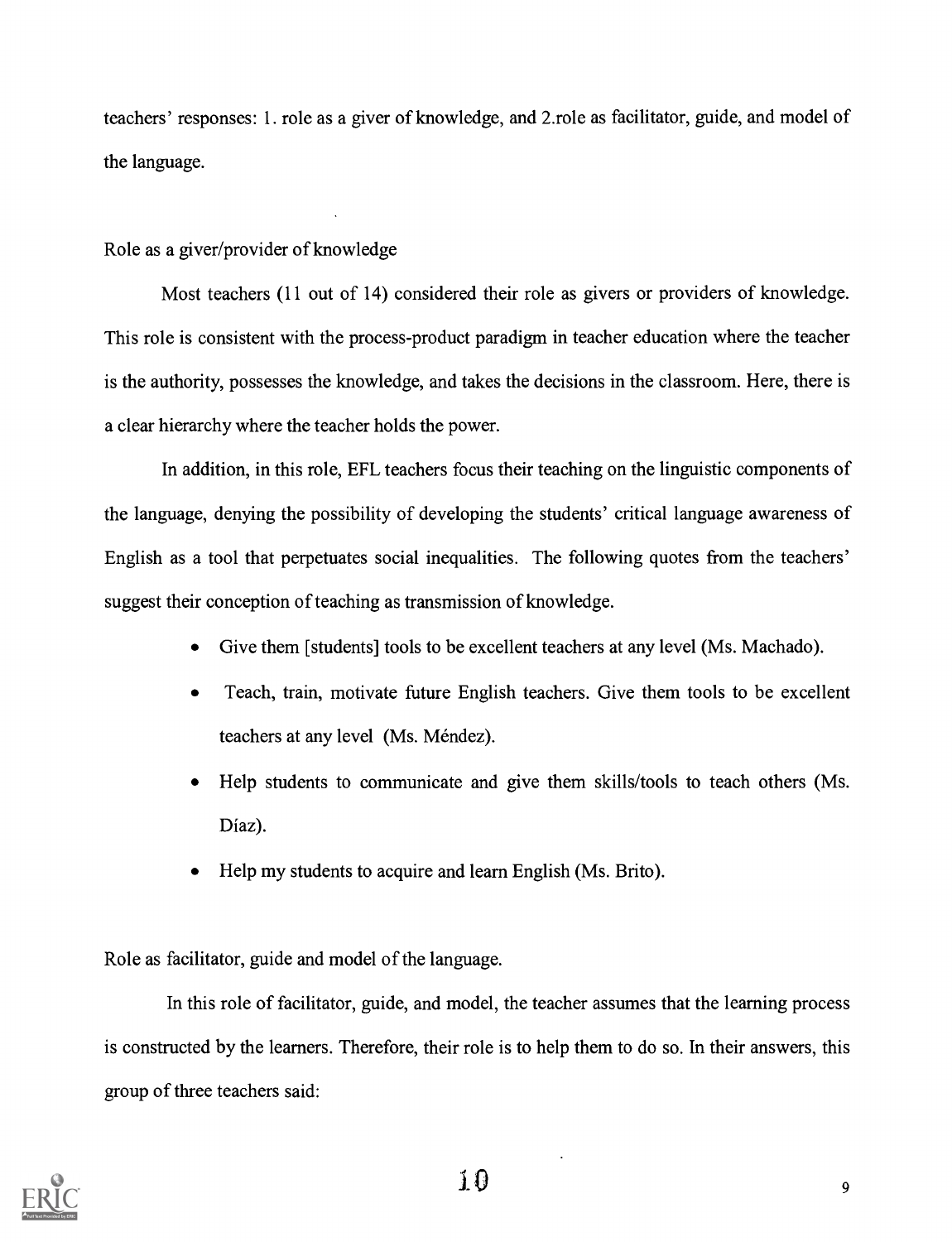teachers' responses: 1. role as a giver of knowledge, and 2.role as facilitator, guide, and model of the language.

### Role as a giver/provider of knowledge

Most teachers (11 out of 14) considered their role as givers or providers of knowledge. This role is consistent with the process-product paradigm in teacher education where the teacher is the authority, possesses the knowledge, and takes the decisions in the classroom. Here, there is a clear hierarchy where the teacher holds the power.

In addition, in this role, EFL teachers focus their teaching on the linguistic components of the language, denying the possibility of developing the students' critical language awareness of English as a tool that perpetuates social inequalities. The following quotes from the teachers' suggest their conception of teaching as transmission of knowledge.

- Give them [students] tools to be excellent teachers at any level (Ms. Machado).
- Teach, train, motivate future English teachers. Give them tools to be excellent teachers at any level (Ms. Méndez).
- Help students to communicate and give them skills/tools to teach others (Ms. Díaz).
- Help my students to acquire and learn English (Ms. Brito).

### Role as facilitator, guide and model of the language.

In this role of facilitator, guide, and model, the teacher assumes that the learning process is constructed by the learners. Therefore, their role is to help them to do so. In their answers, this group of three teachers said: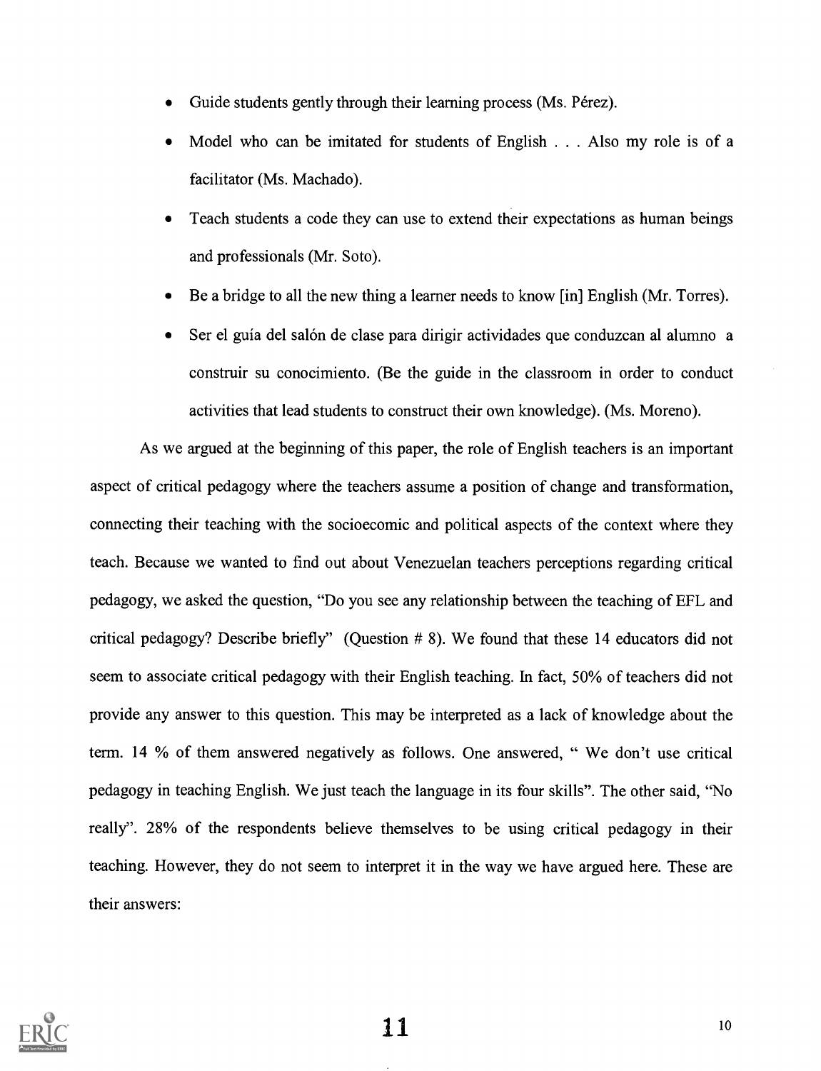- Guide students gently through their learning process (Ms. Pérez).
- Model who can be imitated for students of English . . . Also my role is of a facilitator (Ms. Machado).
- Teach students a code they can use to extend their expectations as human beings and professionals (Mr. Soto).
- Be a bridge to all the new thing a learner needs to know [in] English (Mr. Torres).
- Ser el guía del salón de clase para dirigir actividades que conduzcan al alumno a construir su conocimiento. (Be the guide in the classroom in order to conduct activities that lead students to construct their own knowledge). (Ms. Moreno).

As we argued at the beginning of this paper, the role of English teachers is an important aspect of critical pedagogy where the teachers assume a position of change and transformation, connecting their teaching with the socioecomic and political aspects of the context where they teach. Because we wanted to find out about Venezuelan teachers perceptions regarding critical pedagogy, we asked the question, "Do you see any relationship between the teaching of EFL and critical pedagogy? Describe briefly" (Question # 8). We found that these 14 educators did not seem to associate critical pedagogy with their English teaching. In fact, 50% of teachers did not provide any answer to this question. This may be interpreted as a lack of knowledge about the term. 14 % of them answered negatively as follows. One answered, " We don't use critical pedagogy in teaching English. We just teach the language in its four skills". The other said, "No really". 28% of the respondents believe themselves to be using critical pedagogy in their teaching. However, they do not seem to interpret it in the way we have argued here. These are their answers: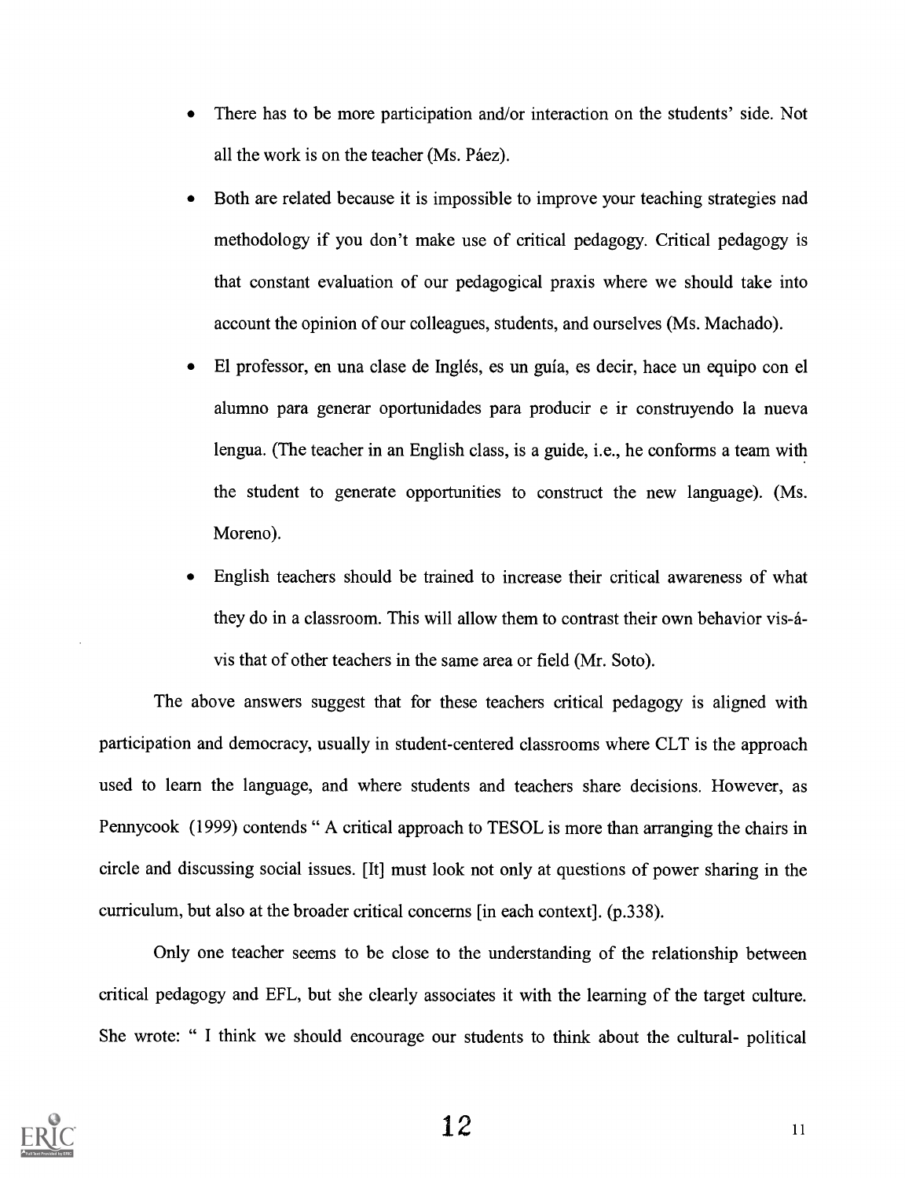- There has to be more participation and/or interaction on the students' side. Not all the work is on the teacher (Ms. Páez).
- Both are related because it is impossible to improve your teaching strategies nad methodology if you don't make use of critical pedagogy. Critical pedagogy is that constant evaluation of our pedagogical praxis where we should take into account the opinion of our colleagues, students, and ourselves (Ms. Machado).
- El professor, en una clase de Inglés, es un guía, es decir, hace un equipo con el alumno para generar oportunidades para producir e ir construyendo la nueva lengua. (The teacher in an English class, is a guide, i.e., he conforms a team with the student to generate opportunities to construct the new language). (Ms. Moreno).
- English teachers should be trained to increase their critical awareness of what they do in a classroom. This will allow them to contrast their own behavior vis-á-vis that of other teachers in the same area or field (Mr. Soto).

The above answers suggest that for these teachers critical pedagogy is aligned with participation and democracy, usually in student-centered classrooms where CLT is the approach used to learn the language, and where students and teachers share decisions. However, as Pennycook (1999) contends " A critical approach to TESOL is more than arranging the chairs in circle and discussing social issues. [It] must look not only at questions of power sharing in the curriculum, but also at the broader critical concerns [in each context]. (p.338).

Only one teacher seems to be close to the understanding of the relationship between critical pedagogy and EFL, but she clearly associates it with the learning of the target culture. She wrote: " I think we should encourage our students to think about the cultural- political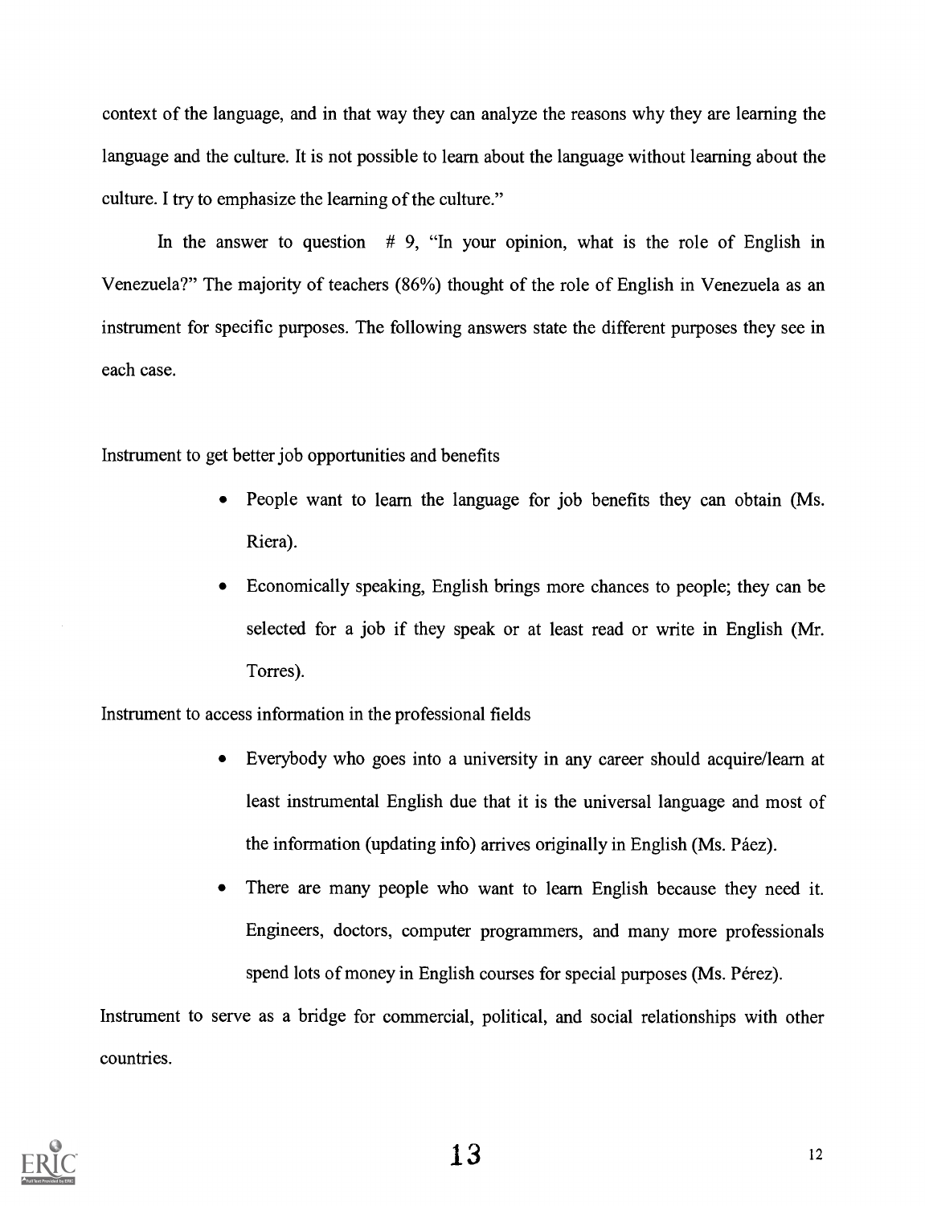context of the language, and in that way they can analyze the reasons why they are learning the language and the culture. It is not possible to learn about the language without learning about the culture. I try to emphasize the learning of the culture."

In the answer to question # 9, "In your opinion, what is the role of English in Venezuela?" The majority of teachers (86%) thought of the role of English in Venezuela as an instrument for specific purposes. The following answers state the different purposes they see in each case.

Instrument to get better job opportunities and benefits

- People want to learn the language for job benefits they can obtain (Ms. Riera).
- Economically speaking, English brings more chances to people; they can be selected for a job if they speak or at least read or write in English (Mr. Torres).

Instrument to access information in the professional fields

- Everybody who goes into a university in any career should acquire/learn at least instrumental English due that it is the universal language and most of the information (updating info) arrives originally in English (Ms. Páez).
- There are many people who want to learn English because they need it. Engineers, doctors, computer programmers, and many more professionals spend lots of money in English courses for special purposes (Ms. Pérez).

Instrument to serve as a bridge for commercial, political, and social relationships with other countries.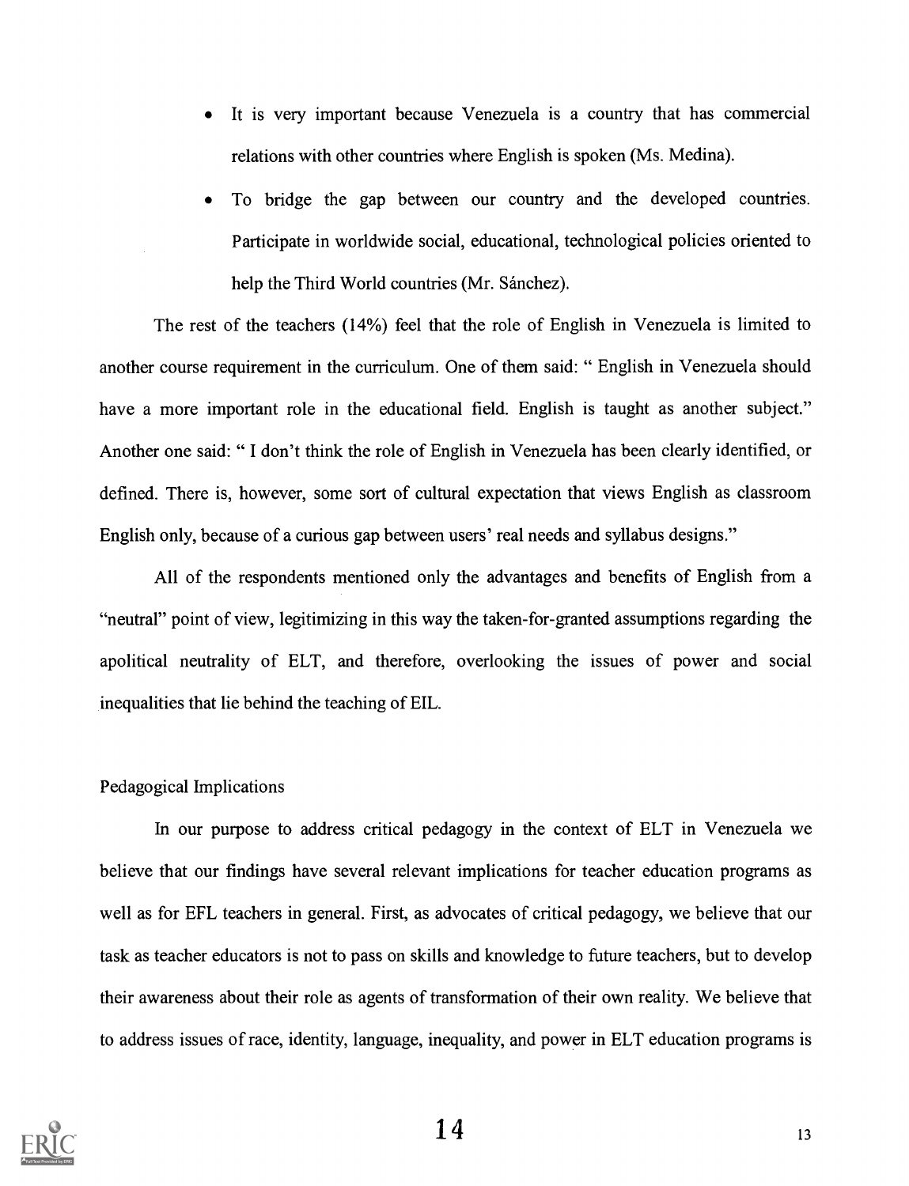- It is very important because Venezuela is a country that has commercial relations with other countries where English is spoken (Ms. Medina).
- To bridge the gap between our country and the developed countries. Participate in worldwide social, educational, technological policies oriented to help the Third World countries (Mr. Sánchez).

The rest of the teachers (14%) feel that the role of English in Venezuela is limited to another course requirement in the curriculum. One of them said: " English in Venezuela should have a more important role in the educational field. English is taught as another subject." Another one said: " I don't think the role of English in Venezuela has been clearly identified, or defined. There is, however, some sort of cultural expectation that views English as classroom English only, because of a curious gap between users' real needs and syllabus designs."

All of the respondents mentioned only the advantages and benefits of English from a "neutral" point of view, legitimizing in this way the taken-for-granted assumptions regarding the apolitical neutrality of ELT, and therefore, overlooking the issues of power and social inequalities that lie behind the teaching of EIL.

## Pedagogical Implications

In our purpose to address critical pedagogy in the context of ELT in Venezuela we believe that our findings have several relevant implications for teacher education programs as well as for EFL teachers in general. First, as advocates of critical pedagogy, we believe that our task as teacher educators is not to pass on skills and knowledge to future teachers, but to develop their awareness about their role as agents of transformation of their own reality. We believe that to address issues of race, identity, language, inequality, and power in ELT education programs is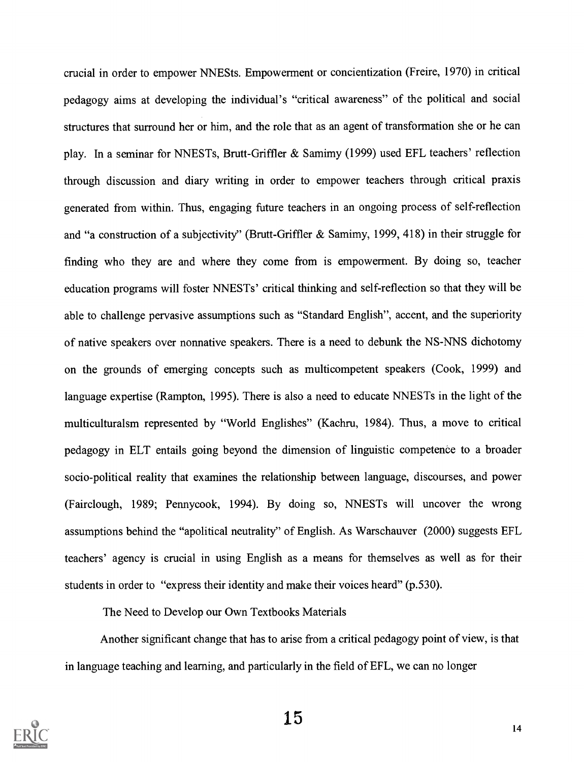crucial in order to empower NNESts. Empowerment or concientization (Freire, 1970) in critical pedagogy aims at developing the individual's "critical awareness" of the political and social structures that surround her or him, and the role that as an agent of transformation she or he can play. In a seminar for NNESTs, Brutt-Griffler & Samimy (1999) used EFL teachers' reflection through discussion and diary writing in order to empower teachers through critical praxis generated from within. Thus, engaging future teachers in an ongoing process of self-reflection and "a construction of a subjectivity" (Brutt-Griffler & Samimy, 1999, 418) in their struggle for finding who they are and where they come from is empowerment. By doing so, teacher education programs will foster NNESTs' critical thinking and self-reflection so that they will be able to challenge pervasive assumptions such as "Standard English", accent, and the superiority of native speakers over nonnative speakers. There is a need to debunk the NS-NNS dichotomy on the grounds of emerging concepts such as multicompetent speakers (Cook, 1999) and language expertise (Rampton, 1995). There is also a need to educate NNESTs in the light of the multiculturalsm represented by "World Englishes" (Kachru, 1984). Thus, a move to critical pedagogy in ELT entails going beyond the dimension of linguistic competence to a broader socio-political reality that examines the relationship between language, discourses, and power (Fairclough, 1989; Pennycook, 1994). By doing so, NNESTs will uncover the wrong assumptions behind the "apolitical neutrality" of English. As Warschauver (2000) suggests EFL teachers' agency is crucial in using English as a means for themselves as well as for their students in order to "express their identity and make their voices heard" (p.530).

## The Need to Develop our Own Textbooks Materials

Another significant change that has to arise from a critical pedagogy point of view, is that in language teaching and learning, and particularly in the field of EFL, we can no longer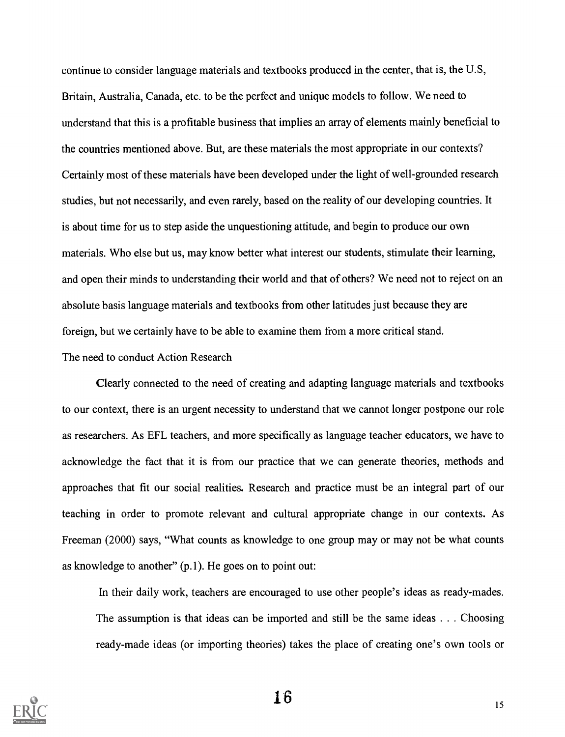continue to consider language materials and textbooks produced in the center, that is, the U.S, Britain, Australia, Canada, etc. to be the perfect and unique models to follow. We need to understand that this is a profitable business that implies an array of elements mainly beneficial to the countries mentioned above. But, are these materials the most appropriate in our contexts? Certainly most of these materials have been developed under the light of well-grounded research studies, but not necessarily, and even rarely, based on the reality of our developing countries. It is about time for us to step aside the unquestioning attitude, and begin to produce our own materials. Who else but us, may know better what interest our students, stimulate their learning, and open their minds to understanding their world and that of others? We need not to reject on an absolute basis language materials and textbooks from other latitudes just because they are foreign, but we certainly have to be able to examine them from a more critical stand.

## The need to conduct Action Research

Clearly connected to the need of creating and adapting language materials and textbooks to our context, there is an urgent necessity to understand that we cannot longer postpone our role as researchers. As EFL teachers, and more specifically as language teacher educators, we have to acknowledge the fact that it is from our practice that we can generate theories, methods and approaches that fit our social realities. Research and practice must be an integral part of our teaching in order to promote relevant and cultural appropriate change in our contexts. As Freeman (2000) says, "What counts as knowledge to one group may or may not be what counts as knowledge to another" (p.1). He goes on to point out:

> In their daily work, teachers are encouraged to use other people's ideas as ready-mades. The assumption is that ideas can be imported and still be the same ideas . . . Choosing ready-made ideas (or importing theories) takes the place of creating one's own tools or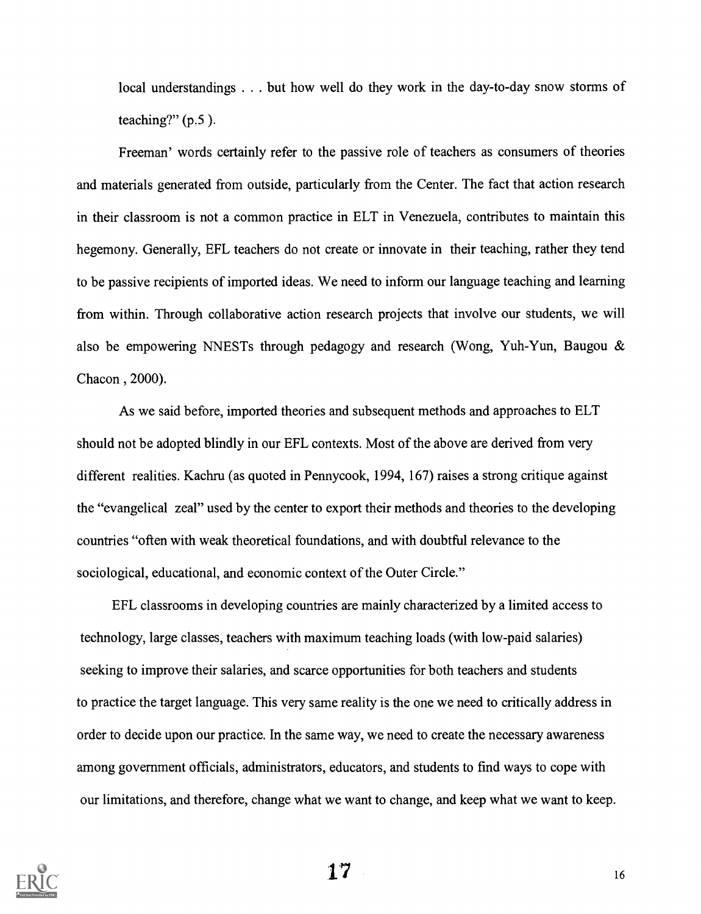local understandings . . . but how well do they work in the day-to-day snow storms of teaching?" (p.5 ).

Freeman' words certainly refer to the passive role of teachers as consumers of theories and materials generated from outside, particularly from the Center. The fact that action research in their classroom is not a common practice in ELT in Venezuela, contributes to maintain this hegemony. Generally, EFL teachers do not create or innovate in their teaching, rather they tend to be passive recipients of imported ideas. We need to inform our language teaching and learning from within. Through collaborative action research projects that involve our students, we will also be empowering NNESTs through pedagogy and research (Wong, Yuh-Yun, Baugou & Chacon , 2000).

As we said before, imported theories and subsequent methods and approaches to ELT should not be adopted blindly in our EFL contexts. Most of the above are derived from very different realities. Kachru (as quoted in Pennycook, 1994, 167) raises a strong critique against the "evangelical zeal" used by the center to export their methods and theories to the developing countries "often with weak theoretical foundations, and with doubtful relevance to the sociological, educational, and economic context of the Outer Circle."

EFL classrooms in developing countries are mainly characterized by a limited access to technology, large classes, teachers with maximum teaching loads (with low-paid salaries) seeking to improve their salaries, and scarce opportunities for both teachers and students to practice the target language. This very same reality is the one we need to critically address in order to decide upon our practice. In the same way, we need to create the necessary awareness among government officials, administrators, educators, and students to find ways to cope with our limitations, and therefore, change what we want to change, and keep what we want to keep.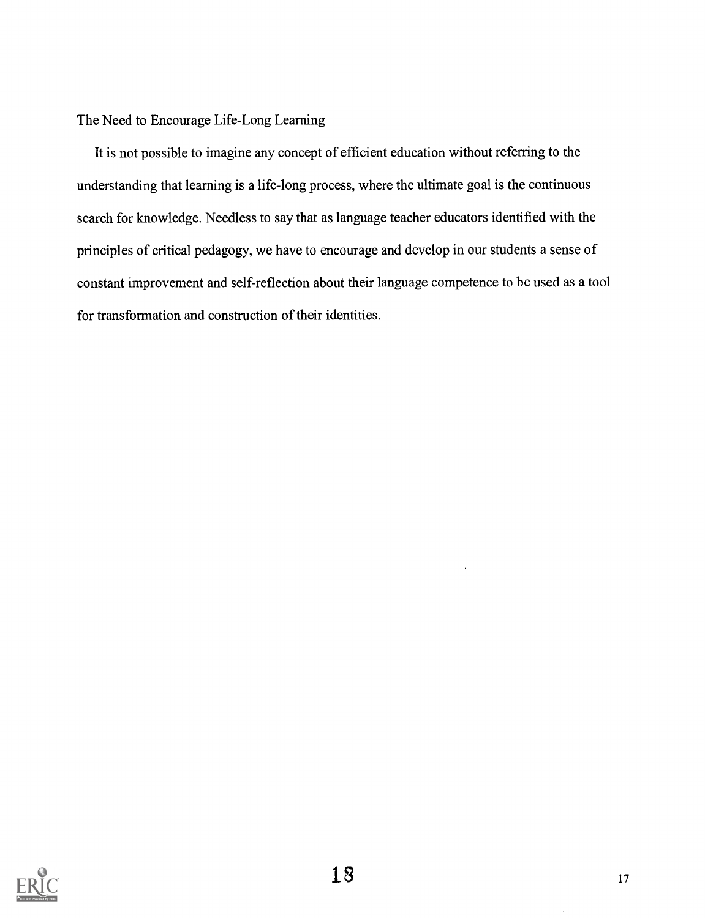## The Need to Encourage Life-Long Learning

It is not possible to imagine any concept of efficient education without referring to the understanding that learning is a life-long process, where the ultimate goal is the continuous search for knowledge. Needless to say that as language teacher educators identified with the principles of critical pedagogy, we have to encourage and develop in our students a sense of constant improvement and self-reflection about their language competence to be used as a tool for transformation and construction of their identities.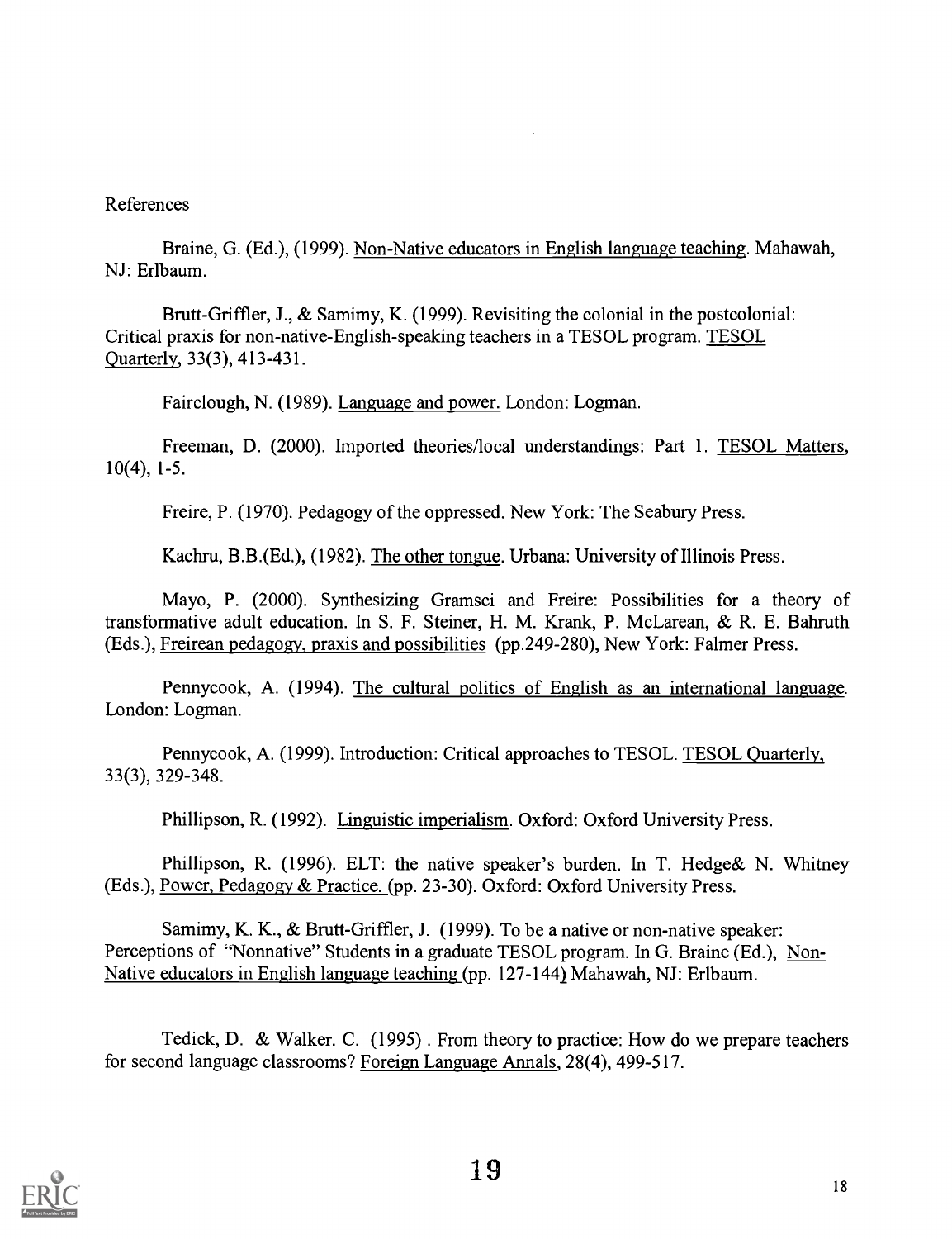References

Braine, G. (Ed.), (1999). Non-Native educators in English language teaching. Mahawah, NJ: Erlbaum.

Brutt-Griffler, J., & Samimy, K. (1999). Revisiting the colonial in the postcolonial: Critical praxis for non-native-English-speaking teachers in a TESOL program. TESOL Quarterly, 33(3), 413-431.

Fairclough, N. (1989). Language and power. London: Logman.

Freeman, D. (2000). Imported theories/local understandings: Part 1. TESOL Matters, 10(4), 1-5.

Freire, P. (1970). Pedagogy of the oppressed. New York: The Seabury Press.

Kachru, B.B.(Ed.), (1982). The other tongue. Urbana: University of Illinois Press.

Mayo, P. (2000). Synthesizing Gramsci and Freire: Possibilities for a theory of transformative adult education. In S. F. Steiner, H. M. Krank, P. McLarean, & R. E. Bahruth (Eds.), Freirean pedagogy, praxis and possibilities (pp.249-280), New York: Falmer Press.

Pennycook, A. (1994). The cultural politics of English as an international language. London: Logman.

Pennycook, A. (1999). Introduction: Critical approaches to TESOL. TESOL Quarterly, 33(3), 329-348.

Phillipson, R. (1992). Linguistic imperialism. Oxford: Oxford University Press.

Phillipson, R. (1996). ELT: the native speaker's burden. In T. Hedge& N. Whitney (Eds.), Power, Pedagogy & Practice. (pp. 23-30). Oxford: Oxford University Press.

Samimy, K. K., & Brutt-Griffler, J. (1999). To be a native or non-native speaker: Perceptions of "Nonnative" Students in a graduate TESOL program. In G. Braine (Ed.), Non-Native educators in English language teaching (pp. 127-144) Mahawah, NJ: Erlbaum.

Tedick, D. & Walker. C. (1995) . From theory to practice: How do we prepare teachers for second language classrooms? Foreign Language Annals, 28(4), 499-517.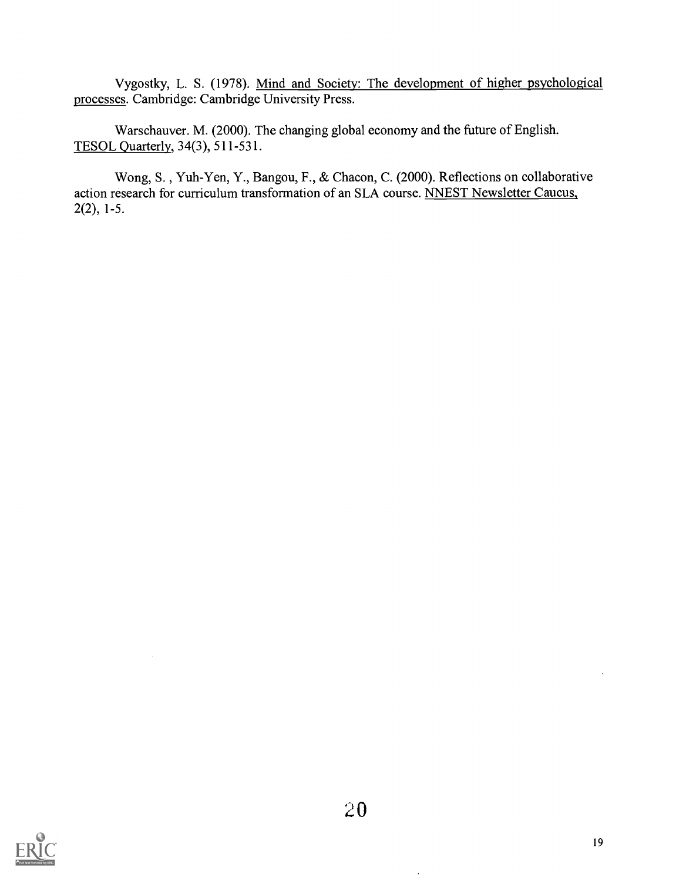Vygostky, L. S. (1978). Mind and Society: The development of higher psychological processes. Cambridge: Cambridge University Press.

Warschauver. M. (2000). The changing global economy and the future of English. TESOL Quarterly, 34(3), 511-531.

Wong, S. , Yuh-Yen, Y., Bangou, F., & Chacon, C. (2000). Reflections on collaborative action research for curriculum transformation of an SLA course. NNEST Newsletter Caucus, 2(2), 1-5.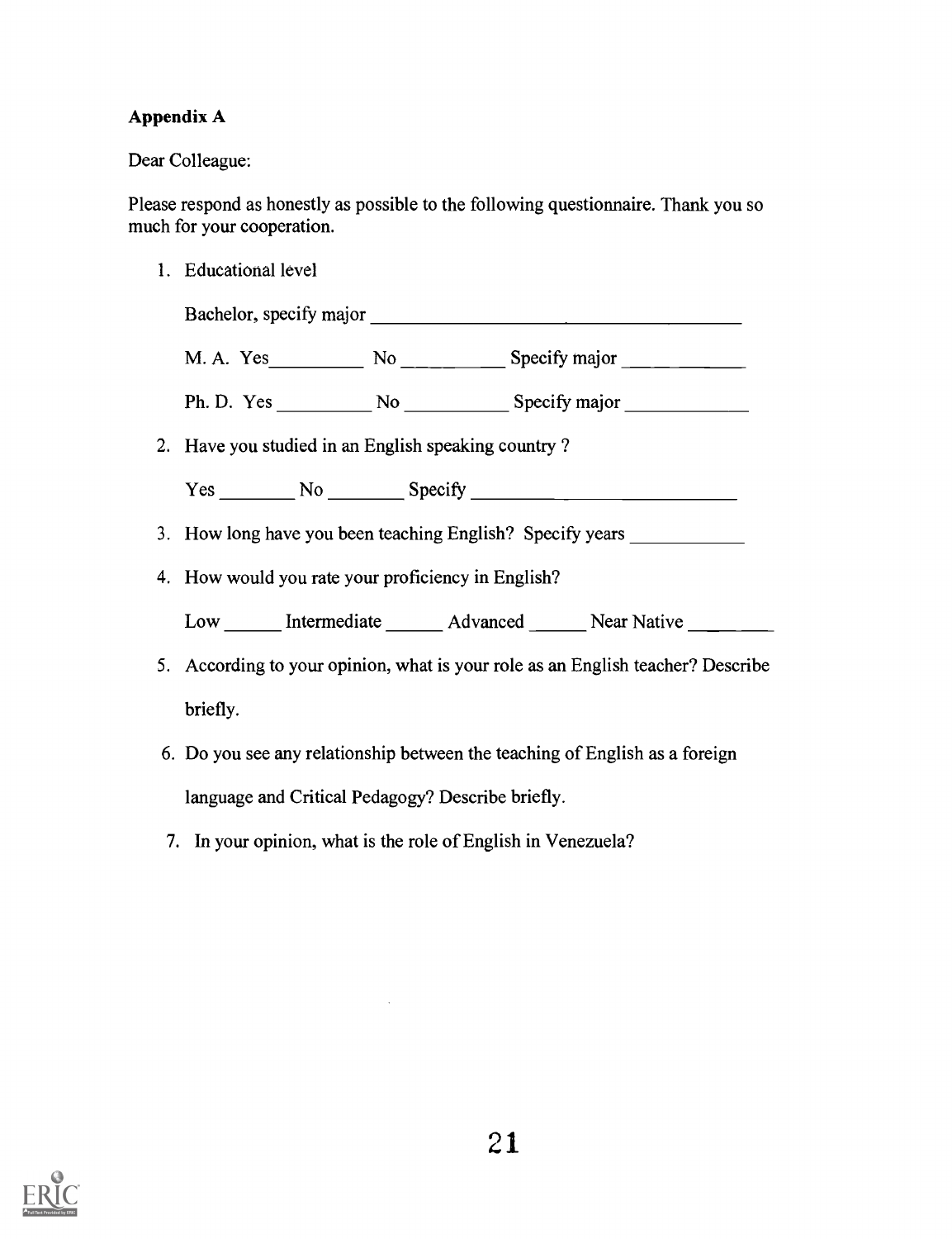**Appendix A**

Dear Colleague:

Please respond as honestly as possible to the following questionnaire. Thank you so much for your cooperation.

1. Educational level

   Bachelor, specify major ______________________________

   M. A. Yes__________ No __________ Specify major ____________

   Ph. D. Yes __________ No __________ Specify major ____________

2. Have you studied in an English speaking country ?

   Yes ________ No ________ Specify ______________________________

3. How long have you been teaching English? Specify years ____________

4. How would you rate your proficiency in English?

   Low ______ Intermediate ______ Advanced ______ Near Native ________

5. According to your opinion, what is your role as an English teacher? Describe briefly.

6. Do you see any relationship between the teaching of English as a foreign language and Critical Pedagogy? Describe briefly.

7. In your opinion, what is the role of English in Venezuela?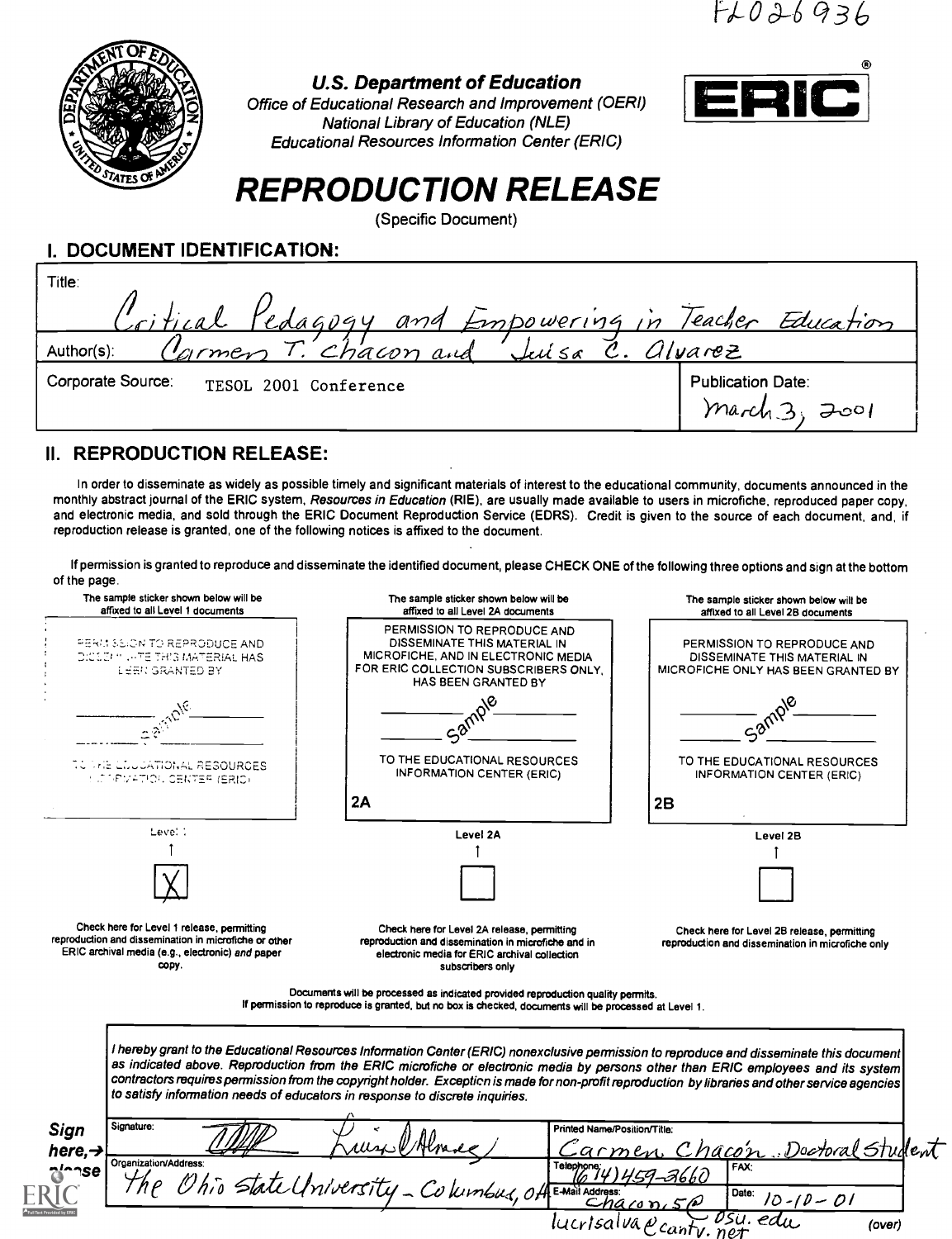FL026936

U.S. Department of Education
Office of Educational Research and Improvement (OERI)
National Library of Education (NLE)
Educational Resources Information Center (ERIC)

ERIC®

# REPRODUCTION RELEASE

(Specific Document)

## I. DOCUMENT IDENTIFICATION:

| | |
|---|---|
| Title: Critical Pedagogy and Empowering in Teacher Education | |
| Author(s): Carmen T. Chacon and Luisa C. Alvarez | |
| Corporate Source: TESOL 2001 Conference | Publication Date: March 3, 2001 |

## II. REPRODUCTION RELEASE:

In order to disseminate as widely as possible timely and significant materials of interest to the educational community, documents announced in the monthly abstract journal of the ERIC system, *Resources in Education* (RIE), are usually made available to users in microfiche, reproduced paper copy, and electronic media, and sold through the ERIC Document Reproduction Service (EDRS). Credit is given to the source of each document, and, if reproduction release is granted, one of the following notices is affixed to the document.

If permission is granted to reproduce and disseminate the identified document, please CHECK ONE of the following three options and sign at the bottom of the page.

| The sample sticker shown below will be affixed to all Level 1 documents | The sample sticker shown below will be affixed to all Level 2A documents | The sample sticker shown below will be affixed to all Level 2B documents |
|---|---|---|
| PERMISSION TO REPRODUCE AND DISSEMINATE THIS MATERIAL HAS BEEN GRANTED BY<br>Sample<br>TO THE EDUCATIONAL RESOURCES INFORMATION CENTER (ERIC) | PERMISSION TO REPRODUCE AND DISSEMINATE THIS MATERIAL IN MICROFICHE, AND IN ELECTRONIC MEDIA FOR ERIC COLLECTION SUBSCRIBERS ONLY, HAS BEEN GRANTED BY<br>Sample<br>TO THE EDUCATIONAL RESOURCES INFORMATION CENTER (ERIC)<br>2A | PERMISSION TO REPRODUCE AND DISSEMINATE THIS MATERIAL IN MICROFICHE ONLY HAS BEEN GRANTED BY<br>Sample<br>TO THE EDUCATIONAL RESOURCES INFORMATION CENTER (ERIC)<br>2B |
| Level 1 | Level 2A | Level 2B |
| [X] | [ ] | [ ] |
| Check here for Level 1 release, permitting reproduction and dissemination in microfiche or other ERIC archival media (e.g., electronic) *and* paper copy. | Check here for Level 2A release, permitting reproduction and dissemination in microfiche and in electronic media for ERIC archival collection subscribers only | Check here for Level 2B release, permitting reproduction and dissemination in microfiche only |

Documents will be processed as indicated provided reproduction quality permits.
If permission to reproduce is granted, but no box is checked, documents will be processed at Level 1.

*I hereby grant to the Educational Resources Information Center (ERIC) nonexclusive permission to reproduce and disseminate this document as indicated above. Reproduction from the ERIC microfiche or electronic media by persons other than ERIC employees and its system contractors requires permission from the copyright holder. Exception is made for non-profit reproduction by libraries and other service agencies to satisfy information needs of educators in response to discrete inquiries.*

**Sign here, → please**

| | | |
|---|---|---|
| Signature: Luisa Alvarez | Printed Name/Position/Title: Carmen Chacón, Doctoral Student | |
| Organization/Address: The Ohio State University - Columbus, OH | Telephone: (614) 459-3660 | FAX: |
| | E-Mail Address: chacon.5@osu.edu; lucrisalva@cantv.net | Date: 10-10-01 |

(over)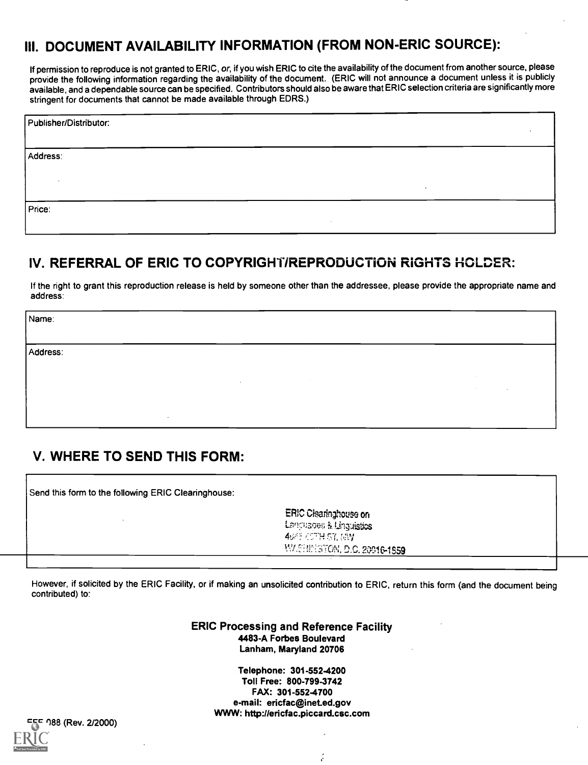## III. DOCUMENT AVAILABILITY INFORMATION (FROM NON-ERIC SOURCE):

If permission to reproduce is not granted to ERIC, *or*, if you wish ERIC to cite the availability of the document from another source, please provide the following information regarding the availability of the document. (ERIC will not announce a document unless it is publicly available, and a dependable source can be specified. Contributors should also be aware that ERIC selection criteria are significantly more stringent for documents that cannot be made available through EDRS.)

| |
|---|
| Publisher/Distributor: |
| Address: |
| Price: |

## IV. REFERRAL OF ERIC TO COPYRIGHT/REPRODUCTION RIGHTS HOLDER:

If the right to grant this reproduction release is held by someone other than the addressee, please provide the appropriate name and address:

| |
|---|
| Name: |
| Address: |

## V. WHERE TO SEND THIS FORM:

Send this form to the following ERIC Clearinghouse:

ERIC Clearinghouse on
Languages & Linguistics
4646 40TH ST. NW
WASHINGTON, D.C. 20016-1859

However, if solicited by the ERIC Facility, or if making an unsolicited contribution to ERIC, return this form (and the document being contributed) to:

**ERIC Processing and Reference Facility**
**4483-A Forbes Boulevard**
**Lanham, Maryland 20706**

**Telephone: 301-552-4200**
**Toll Free: 800-799-3742**
**FAX: 301-552-4700**
**e-mail: ericfac@inet.ed.gov**
**WWW: http://ericfac.piccard.csc.com**

EFF-088 (Rev. 2/2000)